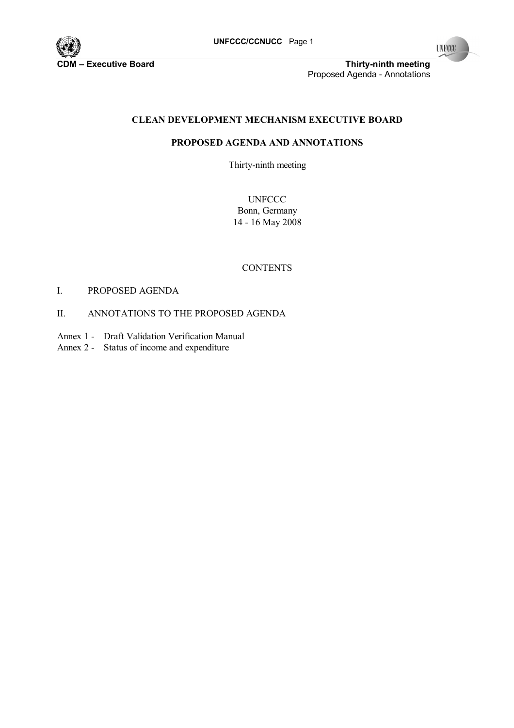# CLEAN DEVELOPMENT MECHANISM EXECUTIVE BOARD

## PROPOSED AGENDA AND ANNOTATIONS

Thirty-ninth meeting

UNFCCC
Bonn, Germany
14 - 16 May 2008

CONTENTS

I. PROPOSED AGENDA

II. ANNOTATIONS TO THE PROPOSED AGENDA

Annex 1 - Draft Validation Verification Manual
Annex 2 - Status of income and expenditure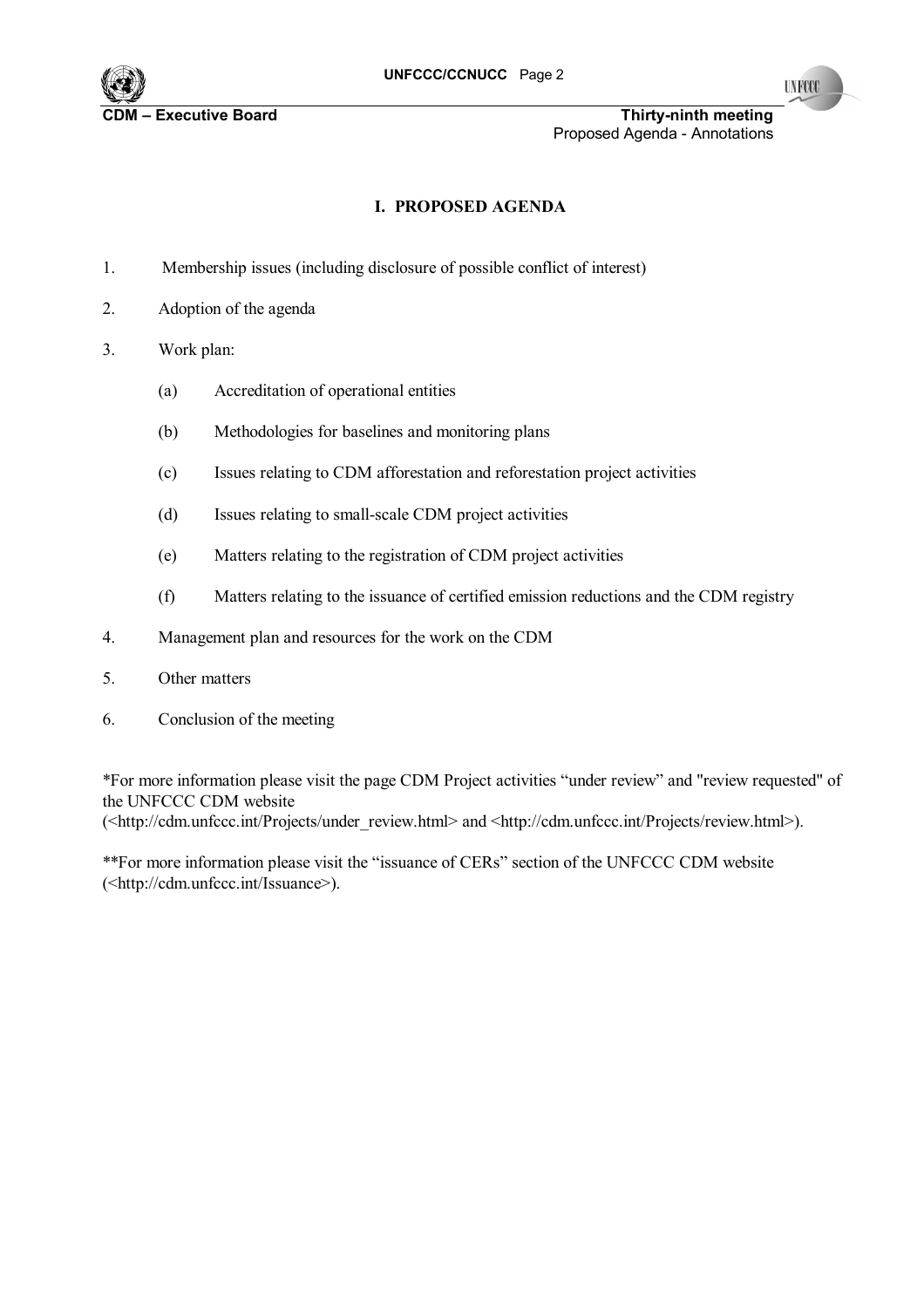## I. PROPOSED AGENDA

1. Membership issues (including disclosure of possible conflict of interest)

2. Adoption of the agenda

3. Work plan:

   (a) Accreditation of operational entities

   (b) Methodologies for baselines and monitoring plans

   (c) Issues relating to CDM afforestation and reforestation project activities

   (d) Issues relating to small-scale CDM project activities

   (e) Matters relating to the registration of CDM project activities

   (f) Matters relating to the issuance of certified emission reductions and the CDM registry

4. Management plan and resources for the work on the CDM

5. Other matters

6. Conclusion of the meeting

*For more information please visit the page CDM Project activities "under review" and "review requested" of the UNFCCC CDM website (<http://cdm.unfccc.int/Projects/under_review.html> and <http://cdm.unfccc.int/Projects/review.html>).

**For more information please visit the "issuance of CERs" section of the UNFCCC CDM website (<http://cdm.unfccc.int/Issuance>).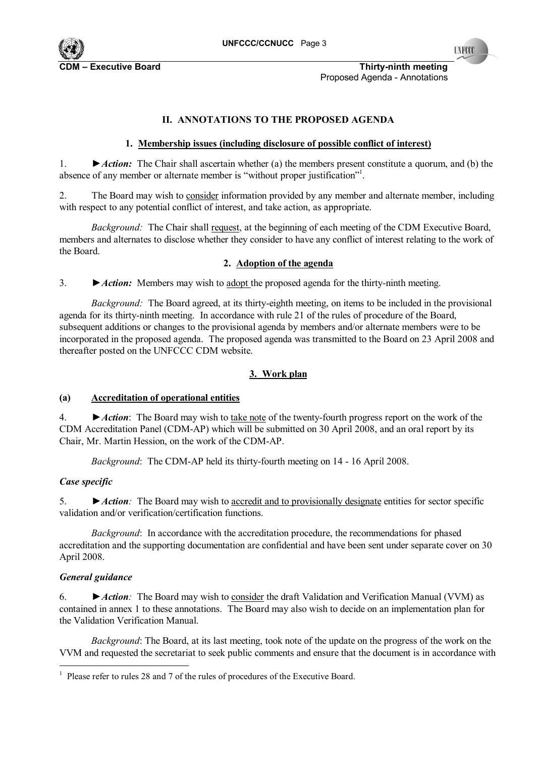## II. ANNOTATIONS TO THE PROPOSED AGENDA

### 1. Membership issues (including disclosure of possible conflict of interest)

1. ►*Action:* The Chair shall ascertain whether (a) the members present constitute a quorum, and (b) the absence of any member or alternate member is "without proper justification"[1].

2. The Board may wish to consider information provided by any member and alternate member, including with respect to any potential conflict of interest, and take action, as appropriate.

*Background:* The Chair shall request, at the beginning of each meeting of the CDM Executive Board, members and alternates to disclose whether they consider to have any conflict of interest relating to the work of the Board.

### 2. Adoption of the agenda

3. ►*Action:* Members may wish to adopt the proposed agenda for the thirty-ninth meeting.

*Background:* The Board agreed, at its thirty-eighth meeting, on items to be included in the provisional agenda for its thirty-ninth meeting. In accordance with rule 21 of the rules of procedure of the Board, subsequent additions or changes to the provisional agenda by members and/or alternate members were to be incorporated in the proposed agenda. The proposed agenda was transmitted to the Board on 23 April 2008 and thereafter posted on the UNFCCC CDM website.

### 3. Work plan

#### (a) Accreditation of operational entities

4. ►*Action*: The Board may wish to take note of the twenty-fourth progress report on the work of the CDM Accreditation Panel (CDM-AP) which will be submitted on 30 April 2008, and an oral report by its Chair, Mr. Martin Hession, on the work of the CDM-AP.

*Background*: The CDM-AP held its thirty-fourth meeting on 14 - 16 April 2008.

***Case specific***

5. ►*Action:* The Board may wish to accredit and to provisionally designate entities for sector specific validation and/or verification/certification functions.

*Background*: In accordance with the accreditation procedure, the recommendations for phased accreditation and the supporting documentation are confidential and have been sent under separate cover on 30 April 2008.

***General guidance***

6. ►*Action:* The Board may wish to consider the draft Validation and Verification Manual (VVM) as contained in annex 1 to these annotations. The Board may also wish to decide on an implementation plan for the Validation Verification Manual.

*Background*: The Board, at its last meeting, took note of the update on the progress of the work on the VVM and requested the secretariat to seek public comments and ensure that the document is in accordance with

[1] Please refer to rules 28 and 7 of the rules of procedures of the Executive Board.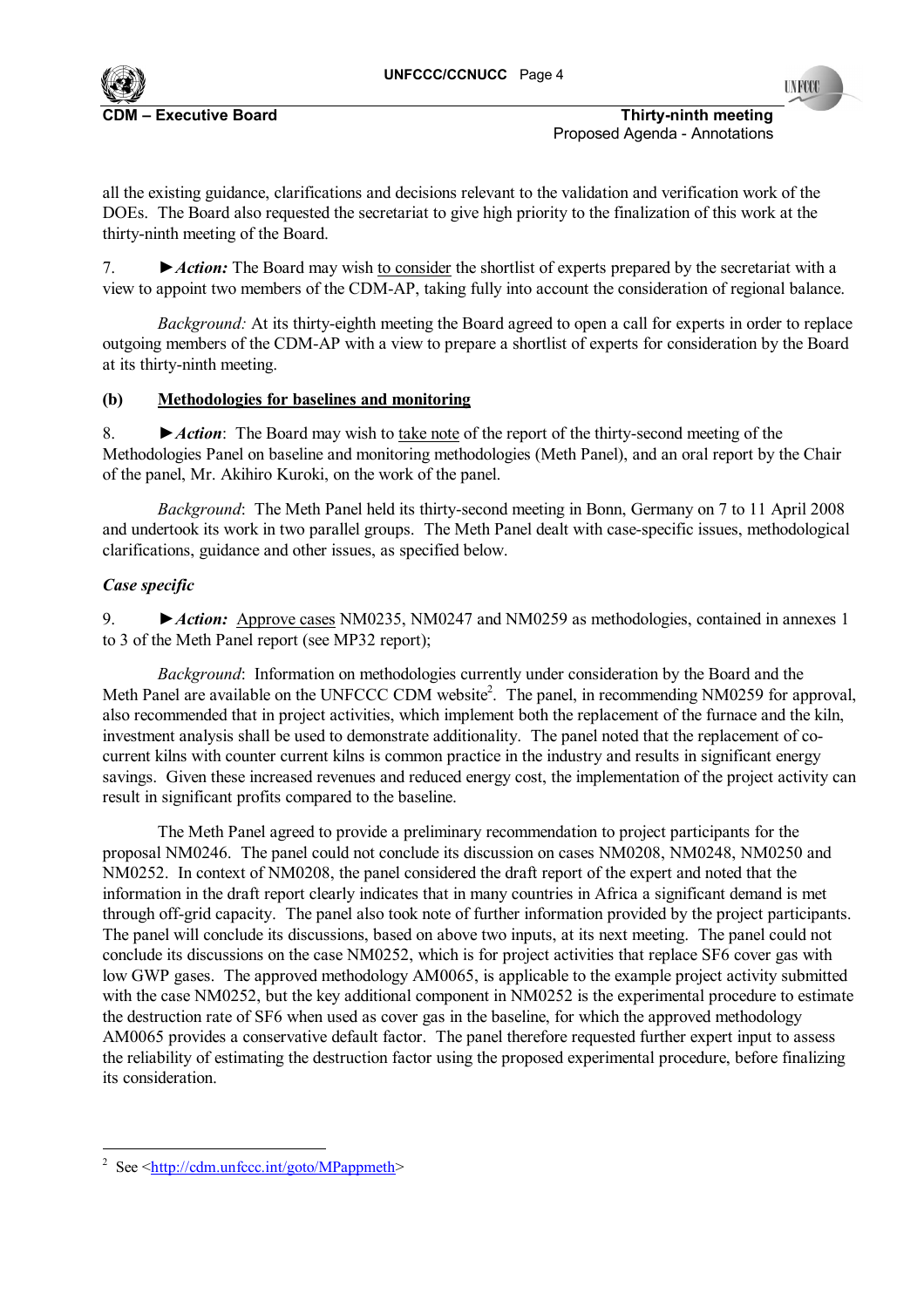all the existing guidance, clarifications and decisions relevant to the validation and verification work of the DOEs. The Board also requested the secretariat to give high priority to the finalization of this work at the thirty-ninth meeting of the Board.

7. ►***Action:*** The Board may wish to consider the shortlist of experts prepared by the secretariat with a view to appoint two members of the CDM-AP, taking fully into account the consideration of regional balance.

*Background:* At its thirty-eighth meeting the Board agreed to open a call for experts in order to replace outgoing members of the CDM-AP with a view to prepare a shortlist of experts for consideration by the Board at its thirty-ninth meeting.

### (b) Methodologies for baselines and monitoring

8. ►***Action***: The Board may wish to take note of the report of the thirty-second meeting of the Methodologies Panel on baseline and monitoring methodologies (Meth Panel), and an oral report by the Chair of the panel, Mr. Akihiro Kuroki, on the work of the panel.

*Background*: The Meth Panel held its thirty-second meeting in Bonn, Germany on 7 to 11 April 2008 and undertook its work in two parallel groups. The Meth Panel dealt with case-specific issues, methodological clarifications, guidance and other issues, as specified below.

***Case specific***

9. ►***Action:*** Approve cases NM0235, NM0247 and NM0259 as methodologies, contained in annexes 1 to 3 of the Meth Panel report (see MP32 report);

*Background*: Information on methodologies currently under consideration by the Board and the Meth Panel are available on the UNFCCC CDM website[2]. The panel, in recommending NM0259 for approval, also recommended that in project activities, which implement both the replacement of the furnace and the kiln, investment analysis shall be used to demonstrate additionality. The panel noted that the replacement of co-current kilns with counter current kilns is common practice in the industry and results in significant energy savings. Given these increased revenues and reduced energy cost, the implementation of the project activity can result in significant profits compared to the baseline.

The Meth Panel agreed to provide a preliminary recommendation to project participants for the proposal NM0246. The panel could not conclude its discussion on cases NM0208, NM0248, NM0250 and NM0252. In context of NM0208, the panel considered the draft report of the expert and noted that the information in the draft report clearly indicates that in many countries in Africa a significant demand is met through off-grid capacity. The panel also took note of further information provided by the project participants. The panel will conclude its discussions, based on above two inputs, at its next meeting. The panel could not conclude its discussions on the case NM0252, which is for project activities that replace $SF_6$ cover gas with low GWP gases. The approved methodology AM0065, is applicable to the example project activity submitted with the case NM0252, but the key additional component in NM0252 is the experimental procedure to estimate the destruction rate of $SF_6$ when used as cover gas in the baseline, for which the approved methodology AM0065 provides a conservative default factor. The panel therefore requested further expert input to assess the reliability of estimating the destruction factor using the proposed experimental procedure, before finalizing its consideration.

---

[2] See <http://cdm.unfccc.int/goto/MPappmeth>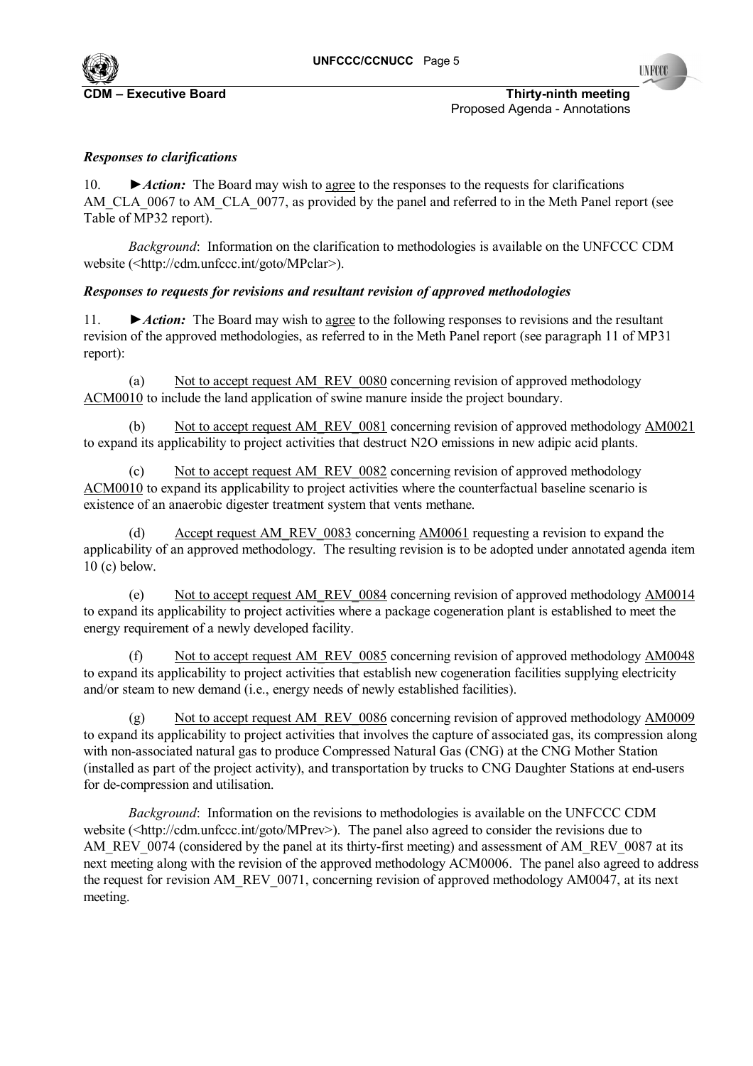***Responses to clarifications***

10. ►*Action:* The Board may wish to agree to the responses to the requests for clarifications AM_CLA_0067 to AM_CLA_0077, as provided by the panel and referred to in the Meth Panel report (see Table of MP32 report).

*Background*: Information on the clarification to methodologies is available on the UNFCCC CDM website (<http://cdm.unfccc.int/goto/MPclar>).

***Responses to requests for revisions and resultant revision of approved methodologies***

11. ►*Action:* The Board may wish to agree to the following responses to revisions and the resultant revision of the approved methodologies, as referred to in the Meth Panel report (see paragraph 11 of MP31 report):

(a) Not to accept request AM_REV_0080 concerning revision of approved methodology ACM0010 to include the land application of swine manure inside the project boundary.

(b) Not to accept request AM_REV_0081 concerning revision of approved methodology AM0021 to expand its applicability to project activities that destruct N2O emissions in new adipic acid plants.

(c) Not to accept request AM_REV_0082 concerning revision of approved methodology ACM0010 to expand its applicability to project activities where the counterfactual baseline scenario is existence of an anaerobic digester treatment system that vents methane.

(d) Accept request AM_REV_0083 concerning AM0061 requesting a revision to expand the applicability of an approved methodology. The resulting revision is to be adopted under annotated agenda item 10 (c) below.

(e) Not to accept request AM_REV_0084 concerning revision of approved methodology AM0014 to expand its applicability to project activities where a package cogeneration plant is established to meet the energy requirement of a newly developed facility.

(f) Not to accept request AM_REV_0085 concerning revision of approved methodology AM0048 to expand its applicability to project activities that establish new cogeneration facilities supplying electricity and/or steam to new demand (i.e., energy needs of newly established facilities).

(g) Not to accept request AM_REV_0086 concerning revision of approved methodology AM0009 to expand its applicability to project activities that involves the capture of associated gas, its compression along with non-associated natural gas to produce Compressed Natural Gas (CNG) at the CNG Mother Station (installed as part of the project activity), and transportation by trucks to CNG Daughter Stations at end-users for de-compression and utilisation.

*Background*: Information on the revisions to methodologies is available on the UNFCCC CDM website (<http://cdm.unfccc.int/goto/MPrev>). The panel also agreed to consider the revisions due to AM_REV_0074 (considered by the panel at its thirty-first meeting) and assessment of AM_REV_0087 at its next meeting along with the revision of the approved methodology ACM0006. The panel also agreed to address the request for revision AM_REV_0071, concerning revision of approved methodology AM0047, at its next meeting.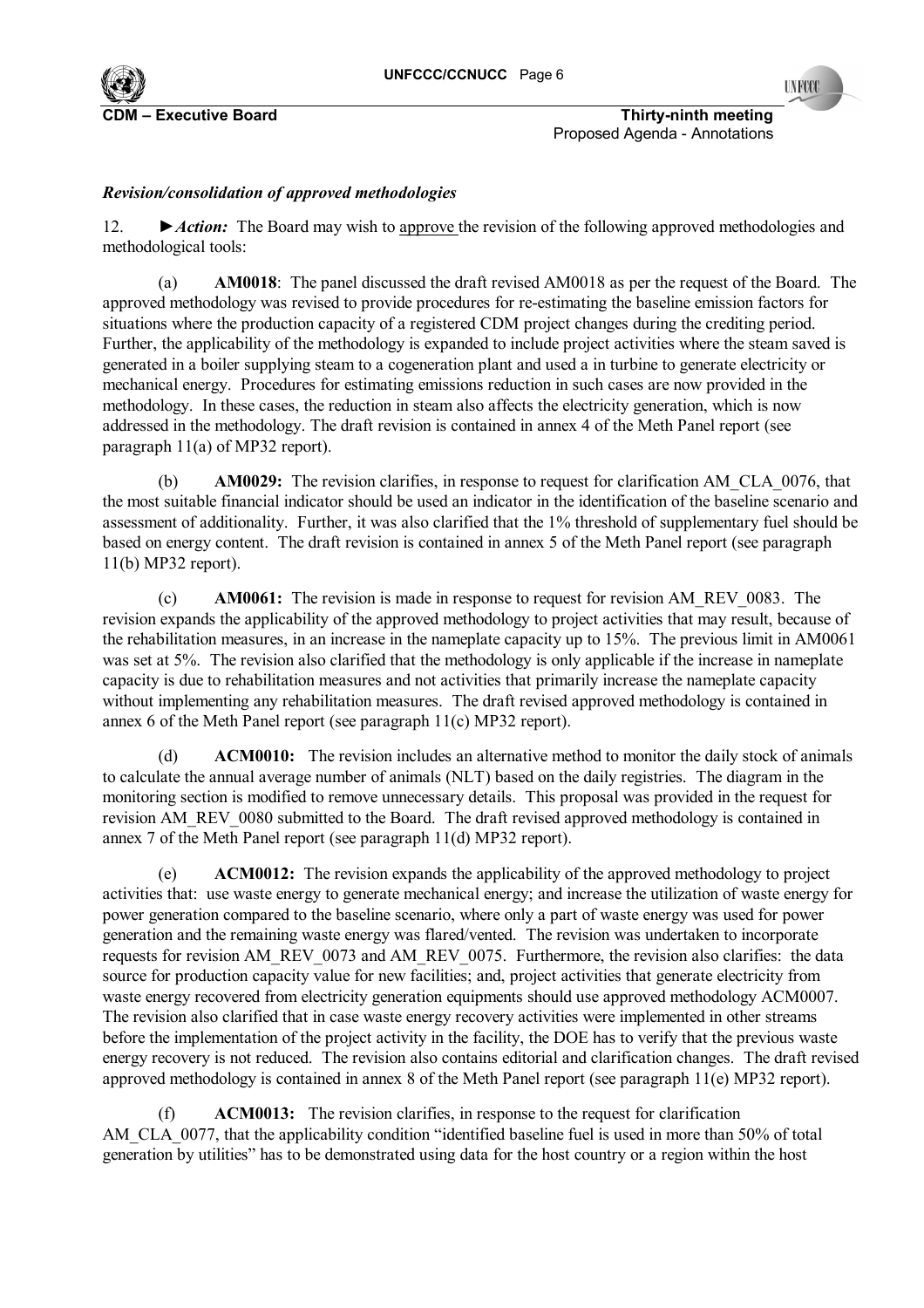*Revision/consolidation of approved methodologies*

12. ►***Action:*** The Board may wish to approve the revision of the following approved methodologies and methodological tools:

(a) **AM0018**: The panel discussed the draft revised AM0018 as per the request of the Board. The approved methodology was revised to provide procedures for re-estimating the baseline emission factors for situations where the production capacity of a registered CDM project changes during the crediting period. Further, the applicability of the methodology is expanded to include project activities where the steam saved is generated in a boiler supplying steam to a cogeneration plant and used a in turbine to generate electricity or mechanical energy. Procedures for estimating emissions reduction in such cases are now provided in the methodology. In these cases, the reduction in steam also affects the electricity generation, which is now addressed in the methodology. The draft revision is contained in annex 4 of the Meth Panel report (see paragraph 11(a) of MP32 report).

(b) **AM0029:** The revision clarifies, in response to request for clarification AM_CLA_0076, that the most suitable financial indicator should be used an indicator in the identification of the baseline scenario and assessment of additionality. Further, it was also clarified that the 1% threshold of supplementary fuel should be based on energy content. The draft revision is contained in annex 5 of the Meth Panel report (see paragraph 11(b) MP32 report).

(c) **AM0061:** The revision is made in response to request for revision AM_REV_0083. The revision expands the applicability of the approved methodology to project activities that may result, because of the rehabilitation measures, in an increase in the nameplate capacity up to 15%. The previous limit in AM0061 was set at 5%. The revision also clarified that the methodology is only applicable if the increase in nameplate capacity is due to rehabilitation measures and not activities that primarily increase the nameplate capacity without implementing any rehabilitation measures. The draft revised approved methodology is contained in annex 6 of the Meth Panel report (see paragraph 11(c) MP32 report).

(d) **ACM0010:** The revision includes an alternative method to monitor the daily stock of animals to calculate the annual average number of animals (NLT) based on the daily registries. The diagram in the monitoring section is modified to remove unnecessary details. This proposal was provided in the request for revision AM_REV_0080 submitted to the Board. The draft revised approved methodology is contained in annex 7 of the Meth Panel report (see paragraph 11(d) MP32 report).

(e) **ACM0012:** The revision expands the applicability of the approved methodology to project activities that: use waste energy to generate mechanical energy; and increase the utilization of waste energy for power generation compared to the baseline scenario, where only a part of waste energy was used for power generation and the remaining waste energy was flared/vented. The revision was undertaken to incorporate requests for revision AM_REV_0073 and AM_REV_0075. Furthermore, the revision also clarifies: the data source for production capacity value for new facilities; and, project activities that generate electricity from waste energy recovered from electricity generation equipments should use approved methodology ACM0007. The revision also clarified that in case waste energy recovery activities were implemented in other streams before the implementation of the project activity in the facility, the DOE has to verify that the previous waste energy recovery is not reduced. The revision also contains editorial and clarification changes. The draft revised approved methodology is contained in annex 8 of the Meth Panel report (see paragraph 11(e) MP32 report).

(f) **ACM0013:** The revision clarifies, in response to the request for clarification AM_CLA_0077, that the applicability condition "identified baseline fuel is used in more than 50% of total generation by utilities" has to be demonstrated using data for the host country or a region within the host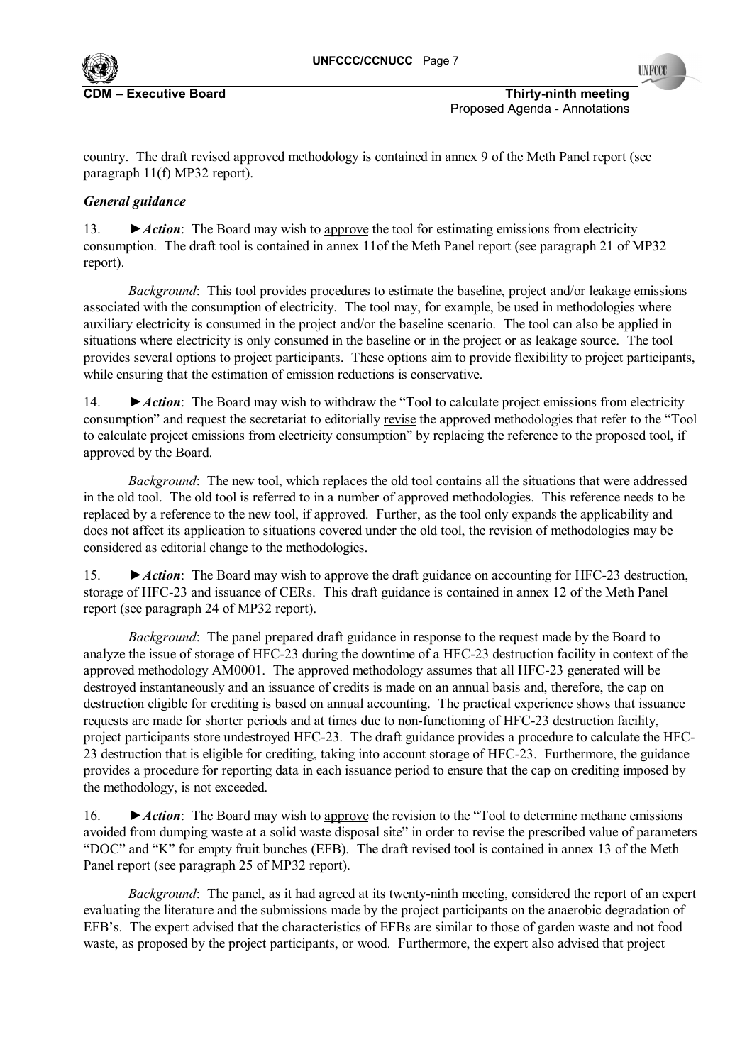country. The draft revised approved methodology is contained in annex 9 of the Meth Panel report (see paragraph 11(f) MP32 report).

***General guidance***

13. ►***Action***: The Board may wish to approve the tool for estimating emissions from electricity consumption. The draft tool is contained in annex 11of the Meth Panel report (see paragraph 21 of MP32 report).

*Background*: This tool provides procedures to estimate the baseline, project and/or leakage emissions associated with the consumption of electricity. The tool may, for example, be used in methodologies where auxiliary electricity is consumed in the project and/or the baseline scenario. The tool can also be applied in situations where electricity is only consumed in the baseline or in the project or as leakage source. The tool provides several options to project participants. These options aim to provide flexibility to project participants, while ensuring that the estimation of emission reductions is conservative.

14. ►***Action***: The Board may wish to withdraw the "Tool to calculate project emissions from electricity consumption" and request the secretariat to editorially revise the approved methodologies that refer to the "Tool to calculate project emissions from electricity consumption" by replacing the reference to the proposed tool, if approved by the Board.

*Background*: The new tool, which replaces the old tool contains all the situations that were addressed in the old tool. The old tool is referred to in a number of approved methodologies. This reference needs to be replaced by a reference to the new tool, if approved. Further, as the tool only expands the applicability and does not affect its application to situations covered under the old tool, the revision of methodologies may be considered as editorial change to the methodologies.

15. ►***Action***: The Board may wish to approve the draft guidance on accounting for HFC-23 destruction, storage of HFC-23 and issuance of CERs. This draft guidance is contained in annex 12 of the Meth Panel report (see paragraph 24 of MP32 report).

*Background*: The panel prepared draft guidance in response to the request made by the Board to analyze the issue of storage of HFC-23 during the downtime of a HFC-23 destruction facility in context of the approved methodology AM0001. The approved methodology assumes that all HFC-23 generated will be destroyed instantaneously and an issuance of credits is made on an annual basis and, therefore, the cap on destruction eligible for crediting is based on annual accounting. The practical experience shows that issuance requests are made for shorter periods and at times due to non-functioning of HFC-23 destruction facility, project participants store undestroyed HFC-23. The draft guidance provides a procedure to calculate the HFC-23 destruction that is eligible for crediting, taking into account storage of HFC-23. Furthermore, the guidance provides a procedure for reporting data in each issuance period to ensure that the cap on crediting imposed by the methodology, is not exceeded.

16. ►***Action***: The Board may wish to approve the revision to the "Tool to determine methane emissions avoided from dumping waste at a solid waste disposal site" in order to revise the prescribed value of parameters "DOC" and "K" for empty fruit bunches (EFB). The draft revised tool is contained in annex 13 of the Meth Panel report (see paragraph 25 of MP32 report).

*Background*: The panel, as it had agreed at its twenty-ninth meeting, considered the report of an expert evaluating the literature and the submissions made by the project participants on the anaerobic degradation of EFB's. The expert advised that the characteristics of EFBs are similar to those of garden waste and not food waste, as proposed by the project participants, or wood. Furthermore, the expert also advised that project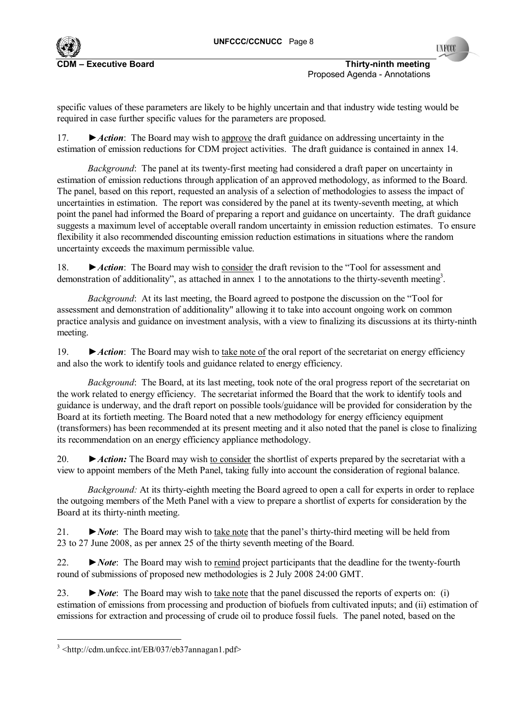specific values of these parameters are likely to be highly uncertain and that industry wide testing would be required in case further specific values for the parameters are proposed.

17. ►*Action*: The Board may wish to approve the draft guidance on addressing uncertainty in the estimation of emission reductions for CDM project activities. The draft guidance is contained in annex 14.

*Background*: The panel at its twenty-first meeting had considered a draft paper on uncertainty in estimation of emission reductions through application of an approved methodology, as informed to the Board. The panel, based on this report, requested an analysis of a selection of methodologies to assess the impact of uncertainties in estimation. The report was considered by the panel at its twenty-seventh meeting, at which point the panel had informed the Board of preparing a report and guidance on uncertainty. The draft guidance suggests a maximum level of acceptable overall random uncertainty in emission reduction estimates. To ensure flexibility it also recommended discounting emission reduction estimations in situations where the random uncertainty exceeds the maximum permissible value.

18. ►*Action*: The Board may wish to consider the draft revision to the "Tool for assessment and demonstration of additionality", as attached in annex 1 to the annotations to the thirty-seventh meeting[3].

*Background*: At its last meeting, the Board agreed to postpone the discussion on the "Tool for assessment and demonstration of additionality" allowing it to take into account ongoing work on common practice analysis and guidance on investment analysis, with a view to finalizing its discussions at its thirty-ninth meeting.

19. ►*Action*: The Board may wish to take note of the oral report of the secretariat on energy efficiency and also the work to identify tools and guidance related to energy efficiency.

*Background*: The Board, at its last meeting, took note of the oral progress report of the secretariat on the work related to energy efficiency. The secretariat informed the Board that the work to identify tools and guidance is underway, and the draft report on possible tools/guidance will be provided for consideration by the Board at its fortieth meeting. The Board noted that a new methodology for energy efficiency equipment (transformers) has been recommended at its present meeting and it also noted that the panel is close to finalizing its recommendation on an energy efficiency appliance methodology.

20. ►*Action:* The Board may wish to consider the shortlist of experts prepared by the secretariat with a view to appoint members of the Meth Panel, taking fully into account the consideration of regional balance.

*Background:* At its thirty-eighth meeting the Board agreed to open a call for experts in order to replace the outgoing members of the Meth Panel with a view to prepare a shortlist of experts for consideration by the Board at its thirty-ninth meeting.

21. ►*Note*: The Board may wish to take note that the panel's thirty-third meeting will be held from 23 to 27 June 2008, as per annex 25 of the thirty seventh meeting of the Board.

22. ►*Note*: The Board may wish to remind project participants that the deadline for the twenty-fourth round of submissions of proposed new methodologies is 2 July 2008 24:00 GMT.

23. ►*Note*: The Board may wish to take note that the panel discussed the reports of experts on: (i) estimation of emissions from processing and production of biofuels from cultivated inputs; and (ii) estimation of emissions for extraction and processing of crude oil to produce fossil fuels. The panel noted, based on the

---

[3] <http://cdm.unfccc.int/EB/037/eb37annagan1.pdf>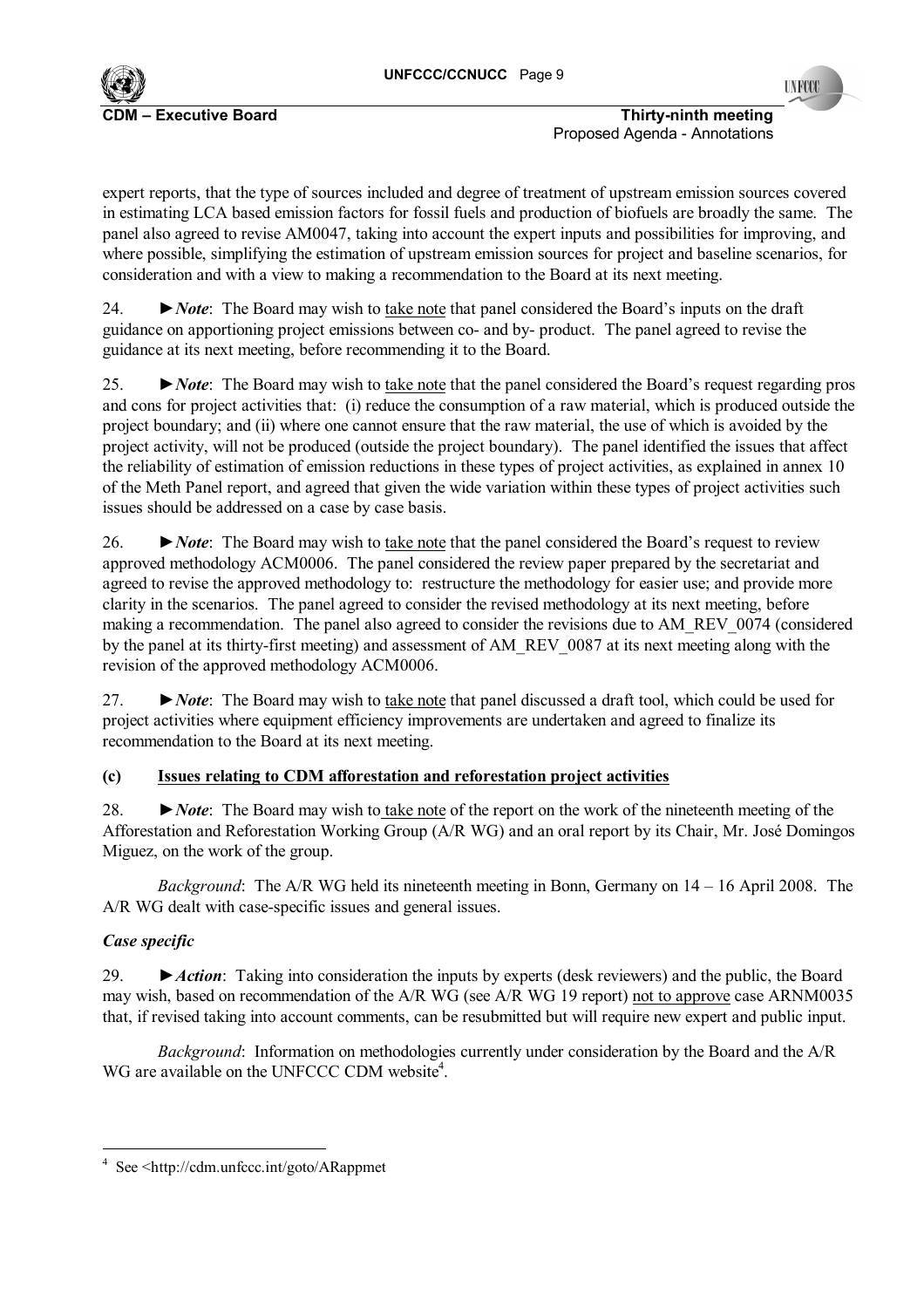expert reports, that the type of sources included and degree of treatment of upstream emission sources covered in estimating LCA based emission factors for fossil fuels and production of biofuels are broadly the same. The panel also agreed to revise AM0047, taking into account the expert inputs and possibilities for improving, and where possible, simplifying the estimation of upstream emission sources for project and baseline scenarios, for consideration and with a view to making a recommendation to the Board at its next meeting.

24. ►***Note***: The Board may wish to <u>take note</u> that panel considered the Board's inputs on the draft guidance on apportioning project emissions between co- and by- product. The panel agreed to revise the guidance at its next meeting, before recommending it to the Board.

25. ►***Note***: The Board may wish to <u>take note</u> that the panel considered the Board's request regarding pros and cons for project activities that: (i) reduce the consumption of a raw material, which is produced outside the project boundary; and (ii) where one cannot ensure that the raw material, the use of which is avoided by the project activity, will not be produced (outside the project boundary). The panel identified the issues that affect the reliability of estimation of emission reductions in these types of project activities, as explained in annex 10 of the Meth Panel report, and agreed that given the wide variation within these types of project activities such issues should be addressed on a case by case basis.

26. ►***Note***: The Board may wish to <u>take note</u> that the panel considered the Board's request to review approved methodology ACM0006. The panel considered the review paper prepared by the secretariat and agreed to revise the approved methodology to: restructure the methodology for easier use; and provide more clarity in the scenarios. The panel agreed to consider the revised methodology at its next meeting, before making a recommendation. The panel also agreed to consider the revisions due to AM_REV_0074 (considered by the panel at its thirty-first meeting) and assessment of AM_REV_0087 at its next meeting along with the revision of the approved methodology ACM0006.

27. ►***Note***: The Board may wish to <u>take note</u> that panel discussed a draft tool, which could be used for project activities where equipment efficiency improvements are undertaken and agreed to finalize its recommendation to the Board at its next meeting.

#### (c) <u>Issues relating to CDM afforestation and reforestation project activities</u>

28. ►***Note***: The Board may wish to <u>take note</u> of the report on the work of the nineteenth meeting of the Afforestation and Reforestation Working Group (A/R WG) and an oral report by its Chair, Mr. José Domingos Miguez, on the work of the group.

*Background*: The A/R WG held its nineteenth meeting in Bonn, Germany on 14 – 16 April 2008. The A/R WG dealt with case-specific issues and general issues.

***Case specific***

29. ►***Action***: Taking into consideration the inputs by experts (desk reviewers) and the public, the Board may wish, based on recommendation of the A/R WG (see A/R WG 19 report) <u>not to approve</u> case ARNM0035 that, if revised taking into account comments, can be resubmitted but will require new expert and public input.

*Background*: Information on methodologies currently under consideration by the Board and the A/R WG are available on the UNFCCC CDM website[4].

---

[4] See <http://cdm.unfccc.int/goto/ARappmet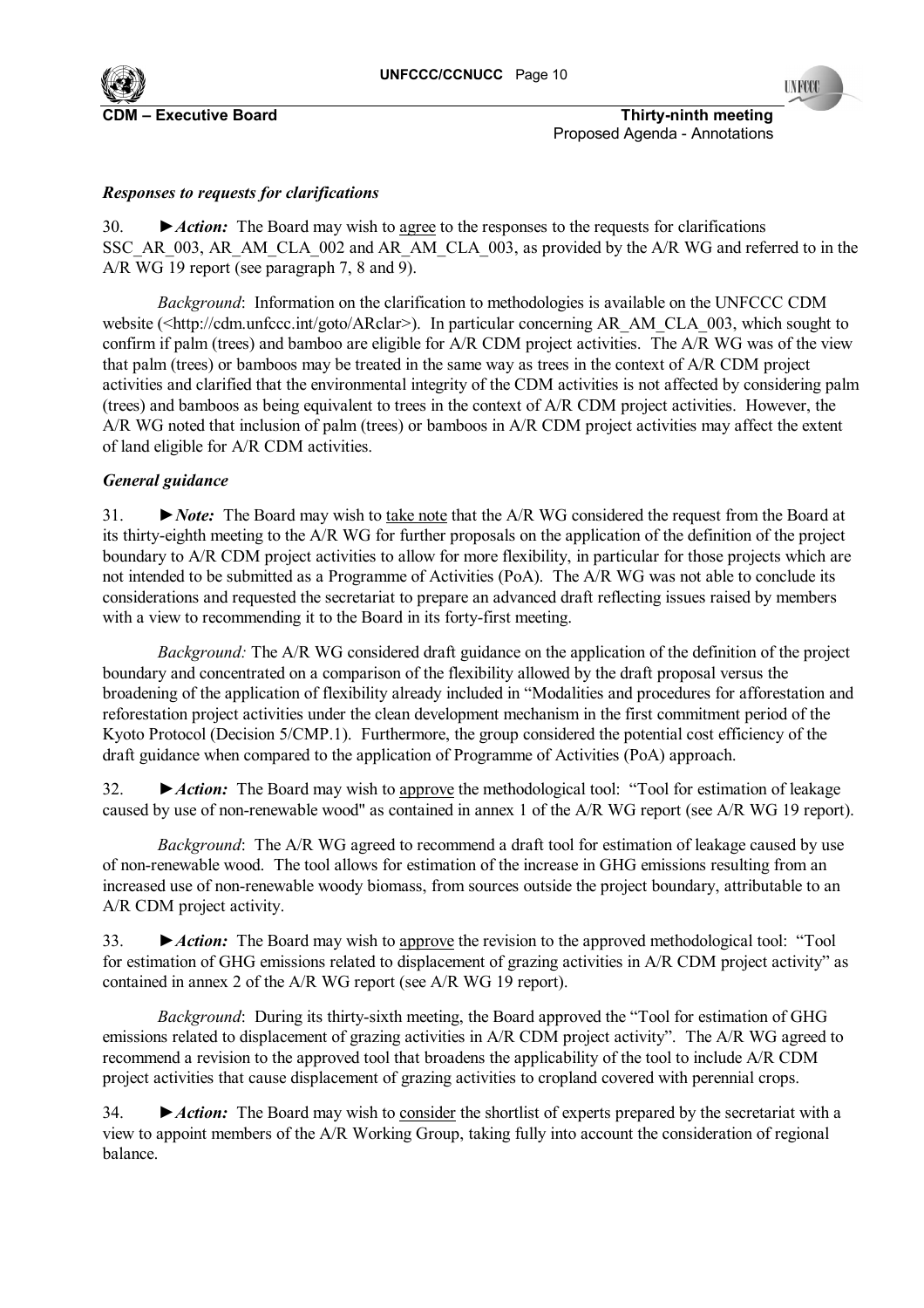*Responses to requests for clarifications*

30. ►***Action:*** The Board may wish to agree to the responses to the requests for clarifications SSC_AR_003, AR_AM_CLA_002 and AR_AM_CLA_003, as provided by the A/R WG and referred to in the A/R WG 19 report (see paragraph 7, 8 and 9).

*Background*: Information on the clarification to methodologies is available on the UNFCCC CDM website (<http://cdm.unfccc.int/goto/ARclar>). In particular concerning AR_AM_CLA_003, which sought to confirm if palm (trees) and bamboo are eligible for A/R CDM project activities. The A/R WG was of the view that palm (trees) or bamboos may be treated in the same way as trees in the context of A/R CDM project activities and clarified that the environmental integrity of the CDM activities is not affected by considering palm (trees) and bamboos as being equivalent to trees in the context of A/R CDM project activities. However, the A/R WG noted that inclusion of palm (trees) or bamboos in A/R CDM project activities may affect the extent of land eligible for A/R CDM activities.

*General guidance*

31. ►***Note:*** The Board may wish to take note that the A/R WG considered the request from the Board at its thirty-eighth meeting to the A/R WG for further proposals on the application of the definition of the project boundary to A/R CDM project activities to allow for more flexibility, in particular for those projects which are not intended to be submitted as a Programme of Activities (PoA). The A/R WG was not able to conclude its considerations and requested the secretariat to prepare an advanced draft reflecting issues raised by members with a view to recommending it to the Board in its forty-first meeting.

*Background:* The A/R WG considered draft guidance on the application of the definition of the project boundary and concentrated on a comparison of the flexibility allowed by the draft proposal versus the broadening of the application of flexibility already included in "Modalities and procedures for afforestation and reforestation project activities under the clean development mechanism in the first commitment period of the Kyoto Protocol (Decision 5/CMP.1). Furthermore, the group considered the potential cost efficiency of the draft guidance when compared to the application of Programme of Activities (PoA) approach.

32. ►***Action:*** The Board may wish to approve the methodological tool: "Tool for estimation of leakage caused by use of non-renewable wood" as contained in annex 1 of the A/R WG report (see A/R WG 19 report).

*Background*: The A/R WG agreed to recommend a draft tool for estimation of leakage caused by use of non-renewable wood. The tool allows for estimation of the increase in GHG emissions resulting from an increased use of non-renewable woody biomass, from sources outside the project boundary, attributable to an A/R CDM project activity.

33. ►***Action:*** The Board may wish to approve the revision to the approved methodological tool: "Tool for estimation of GHG emissions related to displacement of grazing activities in A/R CDM project activity" as contained in annex 2 of the A/R WG report (see A/R WG 19 report).

*Background*: During its thirty-sixth meeting, the Board approved the "Tool for estimation of GHG emissions related to displacement of grazing activities in A/R CDM project activity". The A/R WG agreed to recommend a revision to the approved tool that broadens the applicability of the tool to include A/R CDM project activities that cause displacement of grazing activities to cropland covered with perennial crops.

34. ►***Action:*** The Board may wish to consider the shortlist of experts prepared by the secretariat with a view to appoint members of the A/R Working Group, taking fully into account the consideration of regional balance.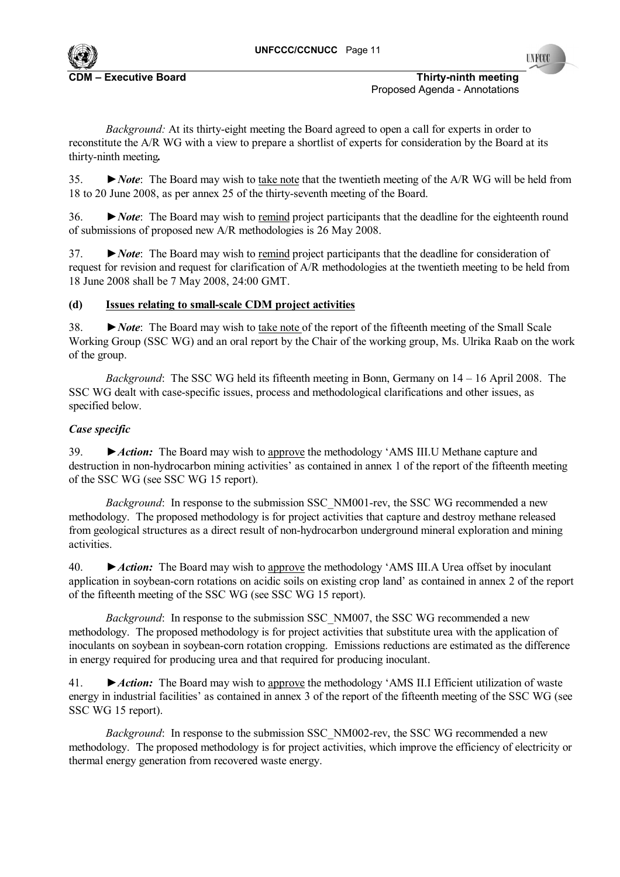*Background:* At its thirty-eight meeting the Board agreed to open a call for experts in order to reconstitute the A/R WG with a view to prepare a shortlist of experts for consideration by the Board at its thirty-ninth meeting**.**

35. ►***Note***: The Board may wish to take note that the twentieth meeting of the A/R WG will be held from 18 to 20 June 2008, as per annex 25 of the thirty-seventh meeting of the Board.

36. ►***Note***: The Board may wish to remind project participants that the deadline for the eighteenth round of submissions of proposed new A/R methodologies is 26 May 2008.

37. ►***Note***: The Board may wish to remind project participants that the deadline for consideration of request for revision and request for clarification of A/R methodologies at the twentieth meeting to be held from 18 June 2008 shall be 7 May 2008, 24:00 GMT.

**(d) Issues relating to small-scale CDM project activities**

38. ►***Note***: The Board may wish to take note of the report of the fifteenth meeting of the Small Scale Working Group (SSC WG) and an oral report by the Chair of the working group, Ms. Ulrika Raab on the work of the group.

*Background*: The SSC WG held its fifteenth meeting in Bonn, Germany on 14 – 16 April 2008. The SSC WG dealt with case-specific issues, process and methodological clarifications and other issues, as specified below.

***Case specific***

39. ►***Action:*** The Board may wish to approve the methodology 'AMS III.U Methane capture and destruction in non-hydrocarbon mining activities' as contained in annex 1 of the report of the fifteenth meeting of the SSC WG (see SSC WG 15 report).

*Background*: In response to the submission SSC_NM001-rev, the SSC WG recommended a new methodology. The proposed methodology is for project activities that capture and destroy methane released from geological structures as a direct result of non-hydrocarbon underground mineral exploration and mining activities.

40. ►***Action:*** The Board may wish to approve the methodology 'AMS III.A Urea offset by inoculant application in soybean-corn rotations on acidic soils on existing crop land' as contained in annex 2 of the report of the fifteenth meeting of the SSC WG (see SSC WG 15 report).

*Background*: In response to the submission SSC_NM007, the SSC WG recommended a new methodology. The proposed methodology is for project activities that substitute urea with the application of inoculants on soybean in soybean-corn rotation cropping. Emissions reductions are estimated as the difference in energy required for producing urea and that required for producing inoculant.

41. ►***Action:*** The Board may wish to approve the methodology 'AMS II.I Efficient utilization of waste energy in industrial facilities' as contained in annex 3 of the report of the fifteenth meeting of the SSC WG (see SSC WG 15 report).

*Background*: In response to the submission SSC_NM002-rev, the SSC WG recommended a new methodology. The proposed methodology is for project activities, which improve the efficiency of electricity or thermal energy generation from recovered waste energy.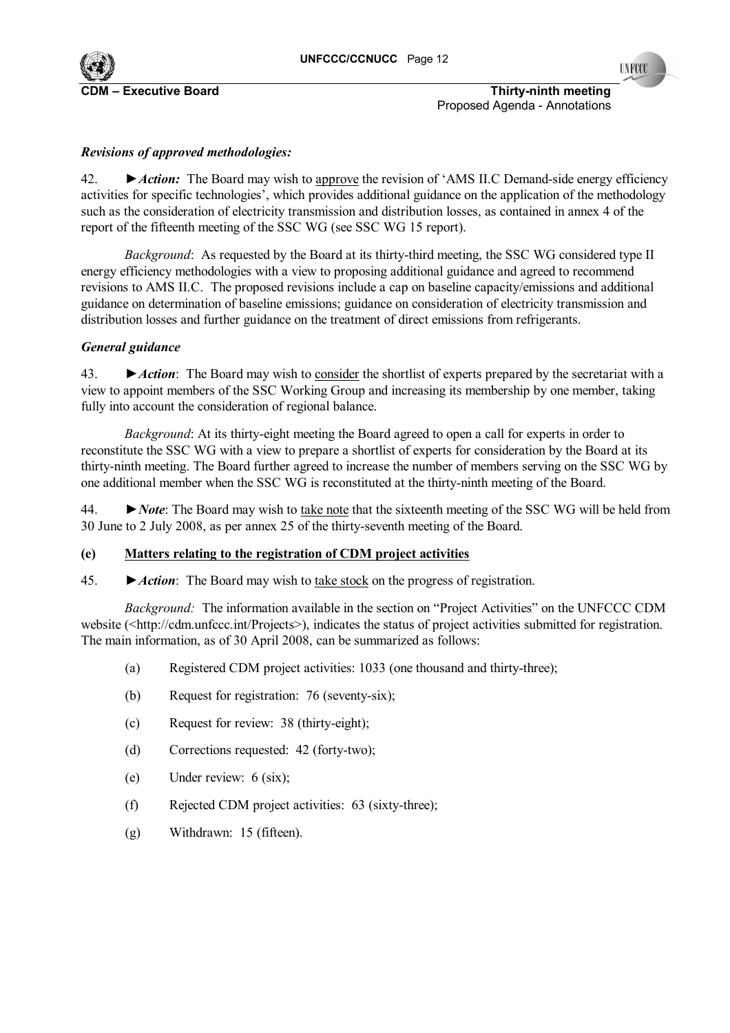*Revisions of approved methodologies:*

42. ►*Action:* The Board may wish to approve the revision of 'AMS II.C Demand-side energy efficiency activities for specific technologies', which provides additional guidance on the application of the methodology such as the consideration of electricity transmission and distribution losses, as contained in annex 4 of the report of the fifteenth meeting of the SSC WG (see SSC WG 15 report).

*Background*: As requested by the Board at its thirty-third meeting, the SSC WG considered type II energy efficiency methodologies with a view to proposing additional guidance and agreed to recommend revisions to AMS II.C. The proposed revisions include a cap on baseline capacity/emissions and additional guidance on determination of baseline emissions; guidance on consideration of electricity transmission and distribution losses and further guidance on the treatment of direct emissions from refrigerants.

*General guidance*

43. ►*Action*: The Board may wish to consider the shortlist of experts prepared by the secretariat with a view to appoint members of the SSC Working Group and increasing its membership by one member, taking fully into account the consideration of regional balance.

*Background*: At its thirty-eight meeting the Board agreed to open a call for experts in order to reconstitute the SSC WG with a view to prepare a shortlist of experts for consideration by the Board at its thirty-ninth meeting. The Board further agreed to increase the number of members serving on the SSC WG by one additional member when the SSC WG is reconstituted at the thirty-ninth meeting of the Board.

44. ►*Note*: The Board may wish to take note that the sixteenth meeting of the SSC WG will be held from 30 June to 2 July 2008, as per annex 25 of the thirty-seventh meeting of the Board.

**(e) Matters relating to the registration of CDM project activities**

45. ►*Action*: The Board may wish to take stock on the progress of registration.

*Background:* The information available in the section on "Project Activities" on the UNFCCC CDM website (<http://cdm.unfccc.int/Projects>), indicates the status of project activities submitted for registration. The main information, as of 30 April 2008, can be summarized as follows:

(a) Registered CDM project activities: 1033 (one thousand and thirty-three);

(b) Request for registration: 76 (seventy-six);

(c) Request for review: 38 (thirty-eight);

(d) Corrections requested: 42 (forty-two);

(e) Under review: 6 (six);

(f) Rejected CDM project activities: 63 (sixty-three);

(g) Withdrawn: 15 (fifteen).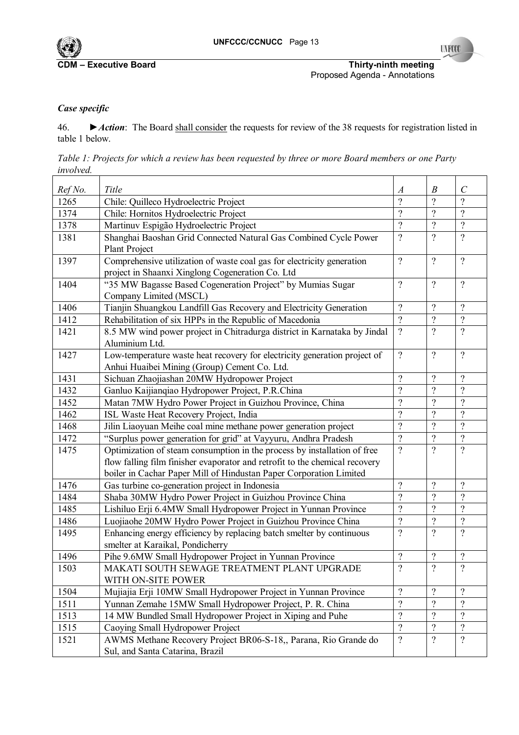### *Case specific*

46. ►***Action***: The Board shall consider the requests for review of the 38 requests for registration listed in table 1 below.

*Table 1: Projects for which a review has been requested by three or more Board members or one Party involved.*

| *Ref No.* | *Title* | *A* | *B* | *C* |
|---|---|---|---|---|
| 1265 | Chile: Quilleco Hydroelectric Project | ? | ? | ? |
| 1374 | Chile: Hornitos Hydroelectric Project | ? | ? | ? |
| 1378 | Martinuv Espigão Hydroelectric Project | ? | ? | ? |
| 1381 | Shanghai Baoshan Grid Connected Natural Gas Combined Cycle Power Plant Project | ? | ? | ? |
| 1397 | Comprehensive utilization of waste coal gas for electricity generation project in Shaanxi Xinglong Cogeneration Co. Ltd | ? | ? | ? |
| 1404 | "35 MW Bagasse Based Cogeneration Project" by Mumias Sugar Company Limited (MSCL) | ? | ? | ? |
| 1406 | Tianjin Shuangkou Landfill Gas Recovery and Electricity Generation | ? | ? | ? |
| 1412 | Rehabilitation of six HPPs in the Republic of Macedonia | ? | ? | ? |
| 1421 | 8.5 MW wind power project in Chitradurga district in Karnataka by Jindal Aluminium Ltd. | ? | ? | ? |
| 1427 | Low-temperature waste heat recovery for electricity generation project of Anhui Huaibei Mining (Group) Cement Co. Ltd. | ? | ? | ? |
| 1431 | Sichuan Zhaojiashan 20MW Hydropower Project | ? | ? | ? |
| 1432 | Ganluo Kaijianqiao Hydropower Project, P.R.China | ? | ? | ? |
| 1452 | Matan 7MW Hydro Power Project in Guizhou Province, China | ? | ? | ? |
| 1462 | ISL Waste Heat Recovery Project, India | ? | ? | ? |
| 1468 | Jilin Liaoyuan Meihe coal mine methane power generation project | ? | ? | ? |
| 1472 | "Surplus power generation for grid" at Vayyuru, Andhra Pradesh | ? | ? | ? |
| 1475 | Optimization of steam consumption in the process by installation of free flow falling film finisher evaporator and retrofit to the chemical recovery boiler in Cachar Paper Mill of Hindustan Paper Corporation Limited | ? | ? | ? |
| 1476 | Gas turbine co-generation project in Indonesia | ? | ? | ? |
| 1484 | Shaba 30MW Hydro Power Project in Guizhou Province China | ? | ? | ? |
| 1485 | Lishiluo Erji 6.4MW Small Hydropower Project in Yunnan Province | ? | ? | ? |
| 1486 | Luojiaohe 20MW Hydro Power Project in Guizhou Province China | ? | ? | ? |
| 1495 | Enhancing energy efficiency by replacing batch smelter by continuous smelter at Karaikal, Pondicherry | ? | ? | ? |
| 1496 | Pihe 9.6MW Small Hydropower Project in Yunnan Province | ? | ? | ? |
| 1503 | MAKATI SOUTH SEWAGE TREATMENT PLANT UPGRADE WITH ON-SITE POWER | ? | ? | ? |
| 1504 | Mujiajia Erji 10MW Small Hydropower Project in Yunnan Province | ? | ? | ? |
| 1511 | Yunnan Zemahe 15MW Small Hydropower Project, P. R. China | ? | ? | ? |
| 1513 | 14 MW Bundled Small Hydropower Project in Xiping and Puhe | ? | ? | ? |
| 1515 | Caoying Small Hydropower Project | ? | ? | ? |
| 1521 | AWMS Methane Recovery Project BR06-S-18,, Parana, Rio Grande do Sul, and Santa Catarina, Brazil | ? | ? | ? |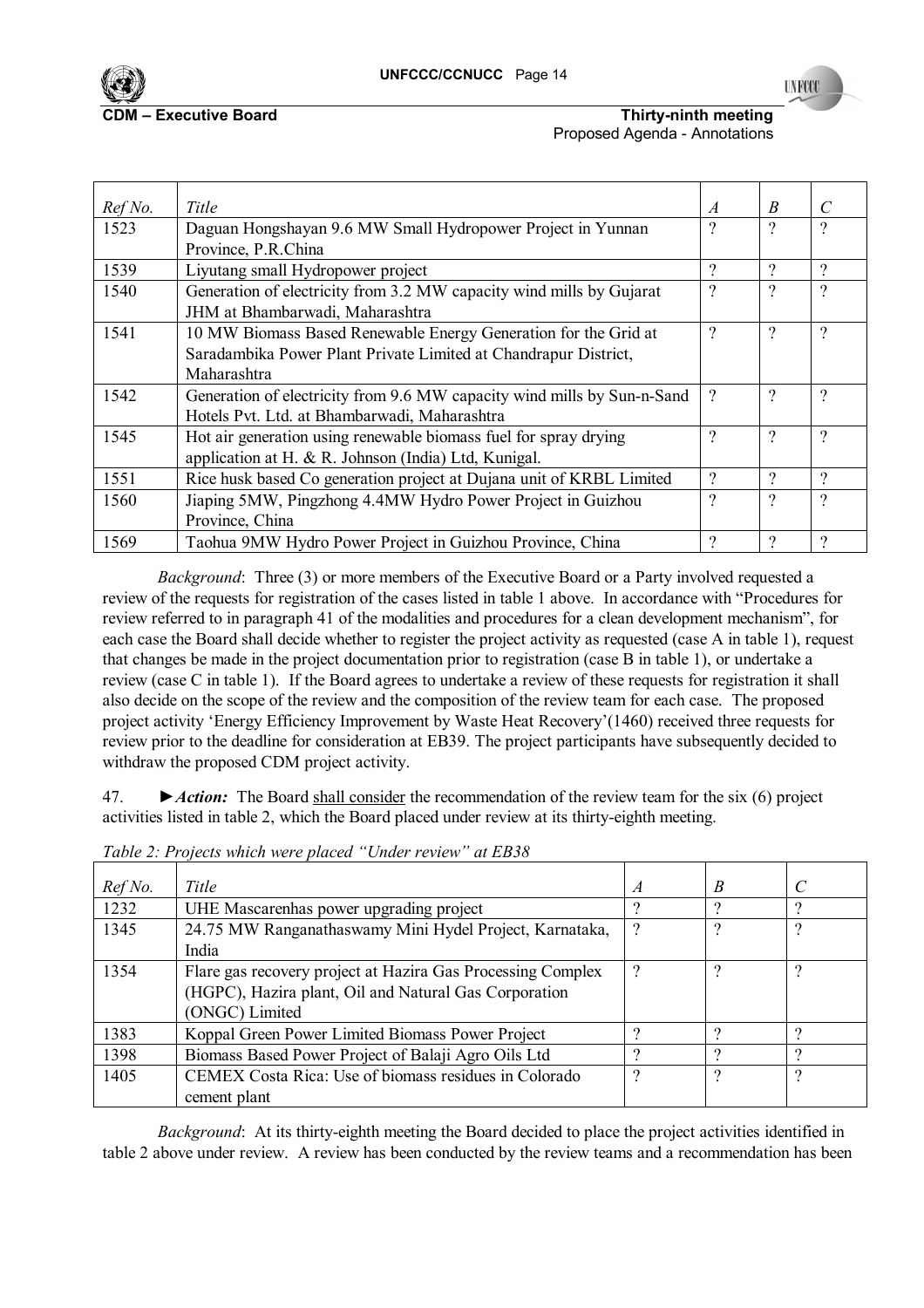| *Ref No.* | *Title* | *A* | *B* | *C* |
|---|---|---|---|---|
| 1523 | Daguan Hongshayan 9.6 MW Small Hydropower Project in Yunnan Province, P.R.China | ? | ? | ? |
| 1539 | Liyutang small Hydropower project | ? | ? | ? |
| 1540 | Generation of electricity from 3.2 MW capacity wind mills by Gujarat JHM at Bhambarwadi, Maharashtra | ? | ? | ? |
| 1541 | 10 MW Biomass Based Renewable Energy Generation for the Grid at Saradambika Power Plant Private Limited at Chandrapur District, Maharashtra | ? | ? | ? |
| 1542 | Generation of electricity from 9.6 MW capacity wind mills by Sun-n-Sand Hotels Pvt. Ltd. at Bhambarwadi, Maharashtra | ? | ? | ? |
| 1545 | Hot air generation using renewable biomass fuel for spray drying application at H. & R. Johnson (India) Ltd, Kunigal. | ? | ? | ? |
| 1551 | Rice husk based Co generation project at Dujana unit of KRBL Limited | ? | ? | ? |
| 1560 | Jiaping 5MW, Pingzhong 4.4MW Hydro Power Project in Guizhou Province, China | ? | ? | ? |
| 1569 | Taohua 9MW Hydro Power Project in Guizhou Province, China | ? | ? | ? |

*Background*: Three (3) or more members of the Executive Board or a Party involved requested a review of the requests for registration of the cases listed in table 1 above. In accordance with "Procedures for review referred to in paragraph 41 of the modalities and procedures for a clean development mechanism", for each case the Board shall decide whether to register the project activity as requested (case A in table 1), request that changes be made in the project documentation prior to registration (case B in table 1), or undertake a review (case C in table 1). If the Board agrees to undertake a review of these requests for registration it shall also decide on the scope of the review and the composition of the review team for each case. The proposed project activity 'Energy Efficiency Improvement by Waste Heat Recovery'(1460) received three requests for review prior to the deadline for consideration at EB39. The project participants have subsequently decided to withdraw the proposed CDM project activity.

47. ►***Action:*** The Board shall consider the recommendation of the review team for the six (6) project activities listed in table 2, which the Board placed under review at its thirty-eighth meeting.

*Table 2: Projects which were placed "Under review" at EB38*

| *Ref No.* | *Title* | *A* | *B* | *C* |
|---|---|---|---|---|
| 1232 | UHE Mascarenhas power upgrading project | ? | ? | ? |
| 1345 | 24.75 MW Ranganathaswamy Mini Hydel Project, Karnataka, India | ? | ? | ? |
| 1354 | Flare gas recovery project at Hazira Gas Processing Complex (HGPC), Hazira plant, Oil and Natural Gas Corporation (ONGC) Limited | ? | ? | ? |
| 1383 | Koppal Green Power Limited Biomass Power Project | ? | ? | ? |
| 1398 | Biomass Based Power Project of Balaji Agro Oils Ltd | ? | ? | ? |
| 1405 | CEMEX Costa Rica: Use of biomass residues in Colorado cement plant | ? | ? | ? |

*Background*: At its thirty-eighth meeting the Board decided to place the project activities identified in table 2 above under review. A review has been conducted by the review teams and a recommendation has been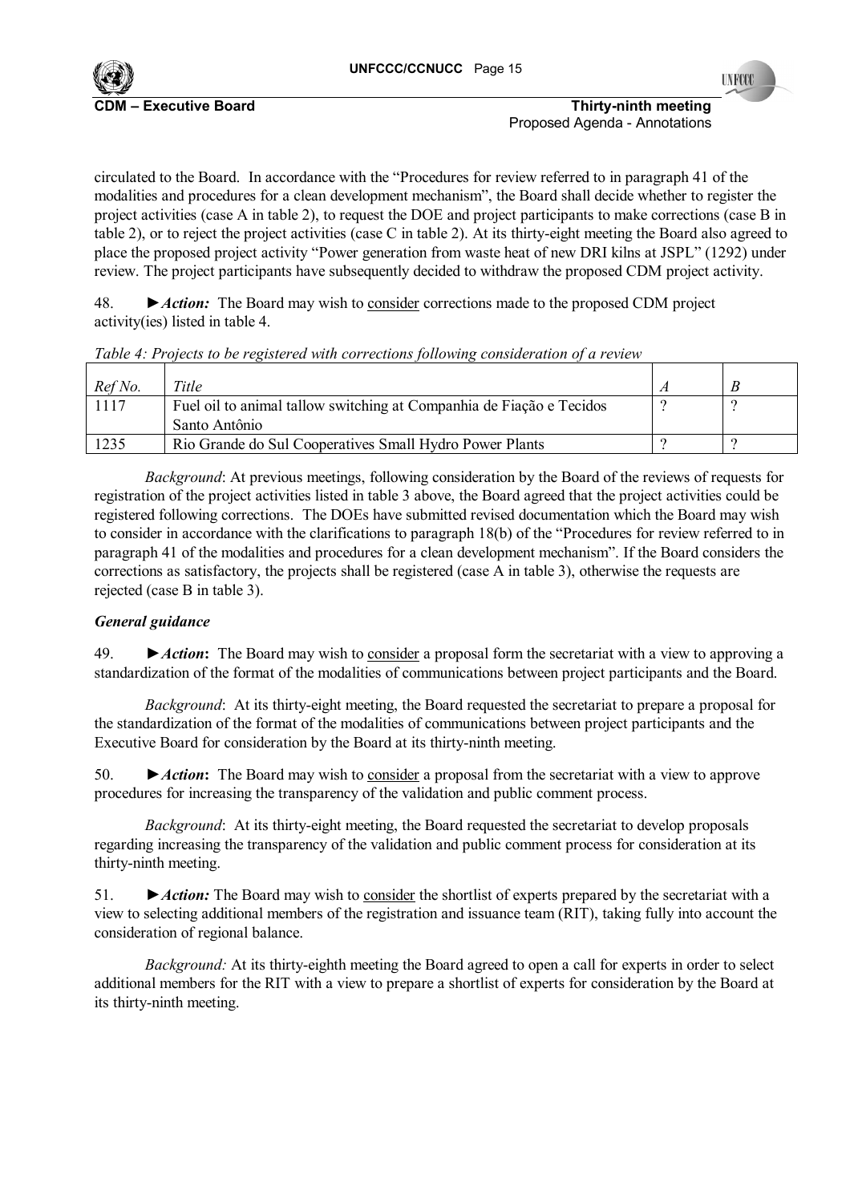circulated to the Board. In accordance with the "Procedures for review referred to in paragraph 41 of the modalities and procedures for a clean development mechanism", the Board shall decide whether to register the project activities (case A in table 2), to request the DOE and project participants to make corrections (case B in table 2), or to reject the project activities (case C in table 2). At its thirty-eight meeting the Board also agreed to place the proposed project activity "Power generation from waste heat of new DRI kilns at JSPL" (1292) under review. The project participants have subsequently decided to withdraw the proposed CDM project activity.

48. ►*Action:* The Board may wish to consider corrections made to the proposed CDM project activity(ies) listed in table 4.

*Table 4: Projects to be registered with corrections following consideration of a review*

| *Ref No.* | *Title* | *A* | *B* |
|---|---|---|---|
| 1117 | Fuel oil to animal tallow switching at Companhia de Fiação e Tecidos Santo Antônio | ? | ? |
| 1235 | Rio Grande do Sul Cooperatives Small Hydro Power Plants | ? | ? |

*Background*: At previous meetings, following consideration by the Board of the reviews of requests for registration of the project activities listed in table 3 above, the Board agreed that the project activities could be registered following corrections. The DOEs have submitted revised documentation which the Board may wish to consider in accordance with the clarifications to paragraph 18(b) of the "Procedures for review referred to in paragraph 41 of the modalities and procedures for a clean development mechanism". If the Board considers the corrections as satisfactory, the projects shall be registered (case A in table 3), otherwise the requests are rejected (case B in table 3).

***General guidance***

49. ►***Action*:** The Board may wish to consider a proposal form the secretariat with a view to approving a standardization of the format of the modalities of communications between project participants and the Board.

*Background*: At its thirty-eight meeting, the Board requested the secretariat to prepare a proposal for the standardization of the format of the modalities of communications between project participants and the Executive Board for consideration by the Board at its thirty-ninth meeting.

50. ►***Action*:** The Board may wish to consider a proposal from the secretariat with a view to approve procedures for increasing the transparency of the validation and public comment process.

*Background*: At its thirty-eight meeting, the Board requested the secretariat to develop proposals regarding increasing the transparency of the validation and public comment process for consideration at its thirty-ninth meeting.

51. ►*Action:* The Board may wish to consider the shortlist of experts prepared by the secretariat with a view to selecting additional members of the registration and issuance team (RIT), taking fully into account the consideration of regional balance.

*Background:* At its thirty-eighth meeting the Board agreed to open a call for experts in order to select additional members for the RIT with a view to prepare a shortlist of experts for consideration by the Board at its thirty-ninth meeting.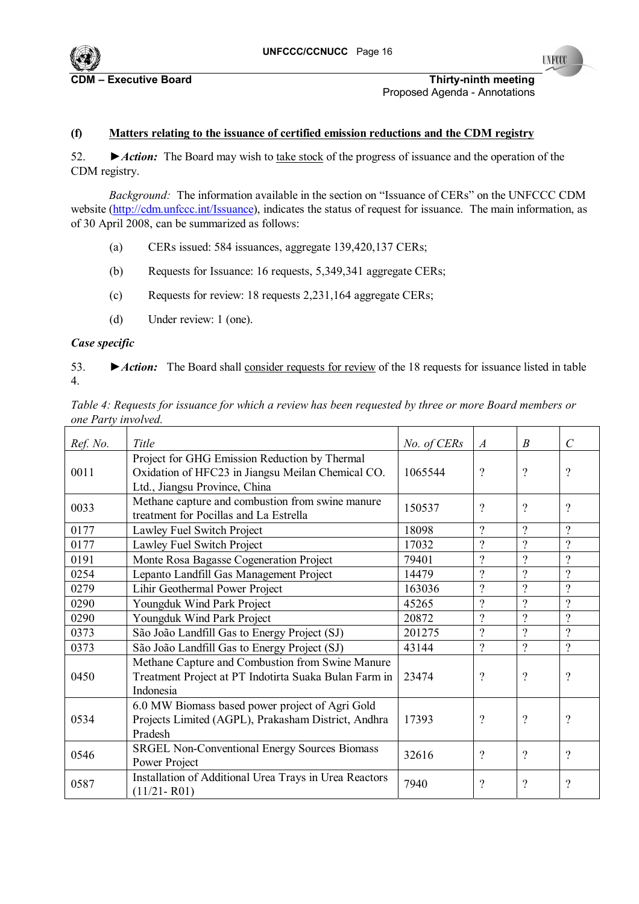**(f) Matters relating to the issuance of certified emission reductions and the CDM registry**

52. ►***Action:*** The Board may wish to take stock of the progress of issuance and the operation of the CDM registry.

*Background:* The information available in the section on "Issuance of CERs" on the UNFCCC CDM website (http://cdm.unfccc.int/Issuance), indicates the status of request for issuance. The main information, as of 30 April 2008, can be summarized as follows:

(a) CERs issued: 584 issuances, aggregate 139,420,137 CERs;

(b) Requests for Issuance: 16 requests, 5,349,341 aggregate CERs;

(c) Requests for review: 18 requests 2,231,164 aggregate CERs;

(d) Under review: 1 (one).

***Case specific***

53. ►***Action:*** The Board shall consider requests for review of the 18 requests for issuance listed in table 4.

*Table 4: Requests for issuance for which a review has been requested by three or more Board members or one Party involved.*

| *Ref. No.* | *Title* | *No. of CERs* | *A* | *B* | *C* |
|---|---|---|---|---|---|
| 0011 | Project for GHG Emission Reduction by Thermal Oxidation of HFC23 in Jiangsu Meilan Chemical CO. Ltd., Jiangsu Province, China | 1065544 | ? | ? | ? |
| 0033 | Methane capture and combustion from swine manure treatment for Pocillas and La Estrella | 150537 | ? | ? | ? |
| 0177 | Lawley Fuel Switch Project | 18098 | ? | ? | ? |
| 0177 | Lawley Fuel Switch Project | 17032 | ? | ? | ? |
| 0191 | Monte Rosa Bagasse Cogeneration Project | 79401 | ? | ? | ? |
| 0254 | Lepanto Landfill Gas Management Project | 14479 | ? | ? | ? |
| 0279 | Lihir Geothermal Power Project | 163036 | ? | ? | ? |
| 0290 | Youngduk Wind Park Project | 45265 | ? | ? | ? |
| 0290 | Youngduk Wind Park Project | 20872 | ? | ? | ? |
| 0373 | São João Landfill Gas to Energy Project (SJ) | 201275 | ? | ? | ? |
| 0373 | São João Landfill Gas to Energy Project (SJ) | 43144 | ? | ? | ? |
| 0450 | Methane Capture and Combustion from Swine Manure Treatment Project at PT Indotirta Suaka Bulan Farm in Indonesia | 23474 | ? | ? | ? |
| 0534 | 6.0 MW Biomass based power project of Agri Gold Projects Limited (AGPL), Prakasham District, Andhra Pradesh | 17393 | ? | ? | ? |
| 0546 | SRGEL Non-Conventional Energy Sources Biomass Power Project | 32616 | ? | ? | ? |
| 0587 | Installation of Additional Urea Trays in Urea Reactors (11/21- R01) | 7940 | ? | ? | ? |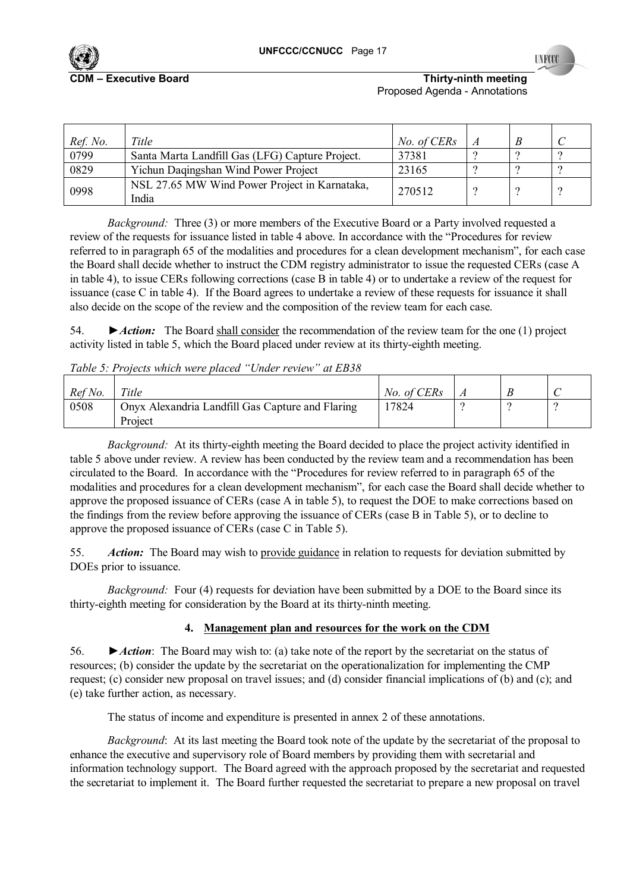| *Ref. No.* | *Title* | *No. of CERs* | *A* | *B* | *C* |
| --- | --- | --- | --- | --- | --- |
| 0799 | Santa Marta Landfill Gas (LFG) Capture Project. | 37381 | ? | ? | ? |
| 0829 | Yichun Daqingshan Wind Power Project | 23165 | ? | ? | ? |
| 0998 | NSL 27.65 MW Wind Power Project in Karnataka, India | 270512 | ? | ? | ? |

*Background:* Three (3) or more members of the Executive Board or a Party involved requested a review of the requests for issuance listed in table 4 above. In accordance with the "Procedures for review referred to in paragraph 65 of the modalities and procedures for a clean development mechanism", for each case the Board shall decide whether to instruct the CDM registry administrator to issue the requested CERs (case A in table 4), to issue CERs following corrections (case B in table 4) or to undertake a review of the request for issuance (case C in table 4). If the Board agrees to undertake a review of these requests for issuance it shall also decide on the scope of the review and the composition of the review team for each case.

54. ►***Action:*** The Board <u>shall consider</u> the recommendation of the review team for the one (1) project activity listed in table 5, which the Board placed under review at its thirty-eighth meeting.

*Table 5: Projects which were placed "Under review" at EB38*

| *Ref No.* | *Title* | *No. of CERs* | *A* | *B* | *C* |
| --- | --- | --- | --- | --- | --- |
| 0508 | Onyx Alexandria Landfill Gas Capture and Flaring Project | 17824 | ? | ? | ? |

*Background:* At its thirty-eighth meeting the Board decided to place the project activity identified in table 5 above under review. A review has been conducted by the review team and a recommendation has been circulated to the Board. In accordance with the "Procedures for review referred to in paragraph 65 of the modalities and procedures for a clean development mechanism", for each case the Board shall decide whether to approve the proposed issuance of CERs (case A in table 5), to request the DOE to make corrections based on the findings from the review before approving the issuance of CERs (case B in Table 5), or to decline to approve the proposed issuance of CERs (case C in Table 5).

55. ***Action:*** The Board may wish to <u>provide guidance</u> in relation to requests for deviation submitted by DOEs prior to issuance.

*Background:* Four (4) requests for deviation have been submitted by a DOE to the Board since its thirty-eighth meeting for consideration by the Board at its thirty-ninth meeting.

### 4. <u>Management plan and resources for the work on the CDM</u>

56. ►***Action***: The Board may wish to: (a) take note of the report by the secretariat on the status of resources; (b) consider the update by the secretariat on the operationalization for implementing the CMP request; (c) consider new proposal on travel issues; and (d) consider financial implications of (b) and (c); and (e) take further action, as necessary.

The status of income and expenditure is presented in annex 2 of these annotations.

*Background*: At its last meeting the Board took note of the update by the secretariat of the proposal to enhance the executive and supervisory role of Board members by providing them with secretarial and information technology support. The Board agreed with the approach proposed by the secretariat and requested the secretariat to implement it. The Board further requested the secretariat to prepare a new proposal on travel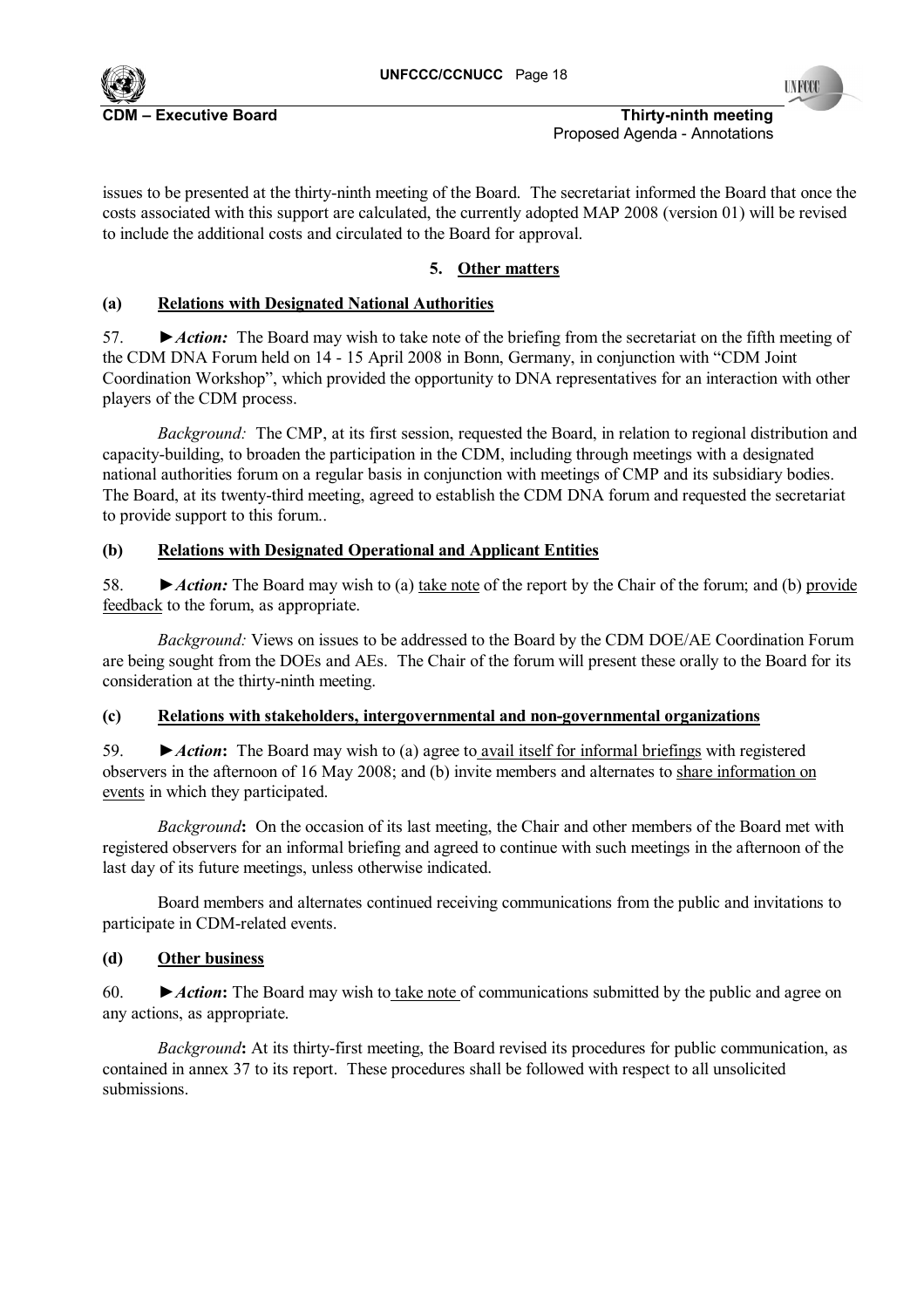issues to be presented at the thirty-ninth meeting of the Board. The secretariat informed the Board that once the costs associated with this support are calculated, the currently adopted MAP 2008 (version 01) will be revised to include the additional costs and circulated to the Board for approval.

## 5. Other matters

### (a) Relations with Designated National Authorities

57. ►***Action:*** The Board may wish to take note of the briefing from the secretariat on the fifth meeting of the CDM DNA Forum held on 14 - 15 April 2008 in Bonn, Germany, in conjunction with "CDM Joint Coordination Workshop", which provided the opportunity to DNA representatives for an interaction with other players of the CDM process.

*Background:* The CMP, at its first session, requested the Board, in relation to regional distribution and capacity-building, to broaden the participation in the CDM, including through meetings with a designated national authorities forum on a regular basis in conjunction with meetings of CMP and its subsidiary bodies. The Board, at its twenty-third meeting, agreed to establish the CDM DNA forum and requested the secretariat to provide support to this forum..

### (b) Relations with Designated Operational and Applicant Entities

58. ►***Action:*** The Board may wish to (a) take note of the report by the Chair of the forum; and (b) provide feedback to the forum, as appropriate.

*Background:* Views on issues to be addressed to the Board by the CDM DOE/AE Coordination Forum are being sought from the DOEs and AEs. The Chair of the forum will present these orally to the Board for its consideration at the thirty-ninth meeting.

### (c) Relations with stakeholders, intergovernmental and non-governmental organizations

59. ►***Action*:** The Board may wish to (a) agree to avail itself for informal briefings with registered observers in the afternoon of 16 May 2008; and (b) invite members and alternates to share information on events in which they participated.

*Background*: On the occasion of its last meeting, the Chair and other members of the Board met with registered observers for an informal briefing and agreed to continue with such meetings in the afternoon of the last day of its future meetings, unless otherwise indicated.

Board members and alternates continued receiving communications from the public and invitations to participate in CDM-related events.

### (d) Other business

60. ►***Action*:** The Board may wish to take note of communications submitted by the public and agree on any actions, as appropriate.

*Background*: At its thirty-first meeting, the Board revised its procedures for public communication, as contained in annex 37 to its report. These procedures shall be followed with respect to all unsolicited submissions.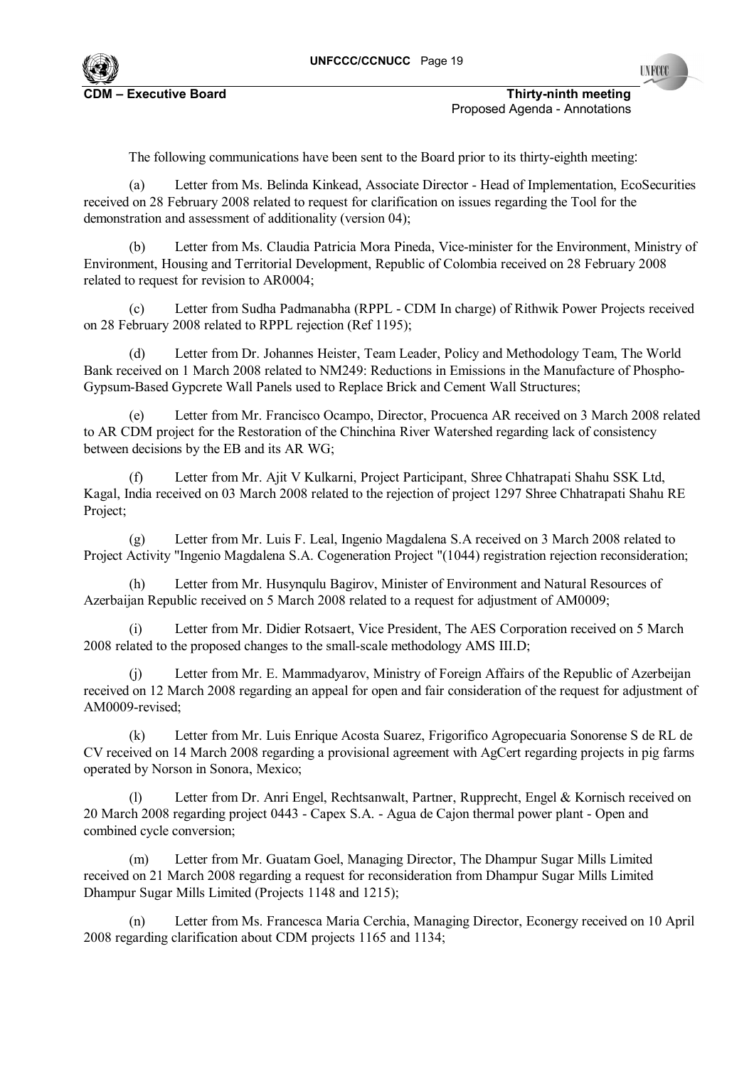The following communications have been sent to the Board prior to its thirty-eighth meeting:

(a) Letter from Ms. Belinda Kinkead, Associate Director - Head of Implementation, EcoSecurities received on 28 February 2008 related to request for clarification on issues regarding the Tool for the demonstration and assessment of additionality (version 04);

(b) Letter from Ms. Claudia Patricia Mora Pineda, Vice-minister for the Environment, Ministry of Environment, Housing and Territorial Development, Republic of Colombia received on 28 February 2008 related to request for revision to AR0004;

(c) Letter from Sudha Padmanabha (RPPL - CDM In charge) of Rithwik Power Projects received on 28 February 2008 related to RPPL rejection (Ref 1195);

(d) Letter from Dr. Johannes Heister, Team Leader, Policy and Methodology Team, The World Bank received on 1 March 2008 related to NM249: Reductions in Emissions in the Manufacture of Phospho-Gypsum-Based Gypcrete Wall Panels used to Replace Brick and Cement Wall Structures;

(e) Letter from Mr. Francisco Ocampo, Director, Procuenca AR received on 3 March 2008 related to AR CDM project for the Restoration of the Chinchina River Watershed regarding lack of consistency between decisions by the EB and its AR WG;

(f) Letter from Mr. Ajit V Kulkarni, Project Participant, Shree Chhatrapati Shahu SSK Ltd, Kagal, India received on 03 March 2008 related to the rejection of project 1297 Shree Chhatrapati Shahu RE Project;

(g) Letter from Mr. Luis F. Leal, Ingenio Magdalena S.A received on 3 March 2008 related to Project Activity "Ingenio Magdalena S.A. Cogeneration Project "(1044) registration rejection reconsideration;

(h) Letter from Mr. Husynqulu Bagirov, Minister of Environment and Natural Resources of Azerbaijan Republic received on 5 March 2008 related to a request for adjustment of AM0009;

(i) Letter from Mr. Didier Rotsaert, Vice President, The AES Corporation received on 5 March 2008 related to the proposed changes to the small-scale methodology AMS III.D;

(j) Letter from Mr. E. Mammadyarov, Ministry of Foreign Affairs of the Republic of Azerbeijan received on 12 March 2008 regarding an appeal for open and fair consideration of the request for adjustment of AM0009-revised;

(k) Letter from Mr. Luis Enrique Acosta Suarez, Frigorifico Agropecuaria Sonorense S de RL de CV received on 14 March 2008 regarding a provisional agreement with AgCert regarding projects in pig farms operated by Norson in Sonora, Mexico;

(l) Letter from Dr. Anri Engel, Rechtsanwalt, Partner, Rupprecht, Engel & Kornisch received on 20 March 2008 regarding project 0443 - Capex S.A. - Agua de Cajon thermal power plant - Open and combined cycle conversion;

(m) Letter from Mr. Guatam Goel, Managing Director, The Dhampur Sugar Mills Limited received on 21 March 2008 regarding a request for reconsideration from Dhampur Sugar Mills Limited Dhampur Sugar Mills Limited (Projects 1148 and 1215);

(n) Letter from Ms. Francesca Maria Cerchia, Managing Director, Econergy received on 10 April 2008 regarding clarification about CDM projects 1165 and 1134;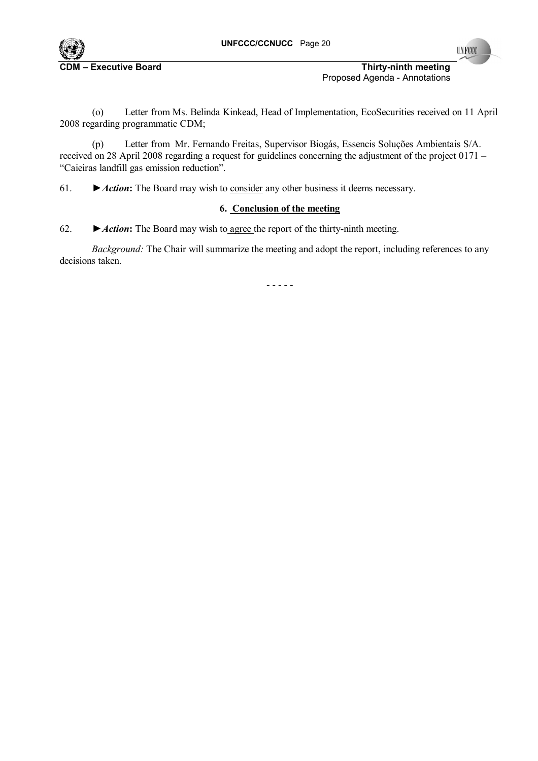(o) Letter from Ms. Belinda Kinkead, Head of Implementation, EcoSecurities received on 11 April 2008 regarding programmatic CDM;

(p) Letter from Mr. Fernando Freitas, Supervisor Biogás, Essencis Soluções Ambientais S/A. received on 28 April 2008 regarding a request for guidelines concerning the adjustment of the project 0171 – "Caieiras landfill gas emission reduction".

61. ►***Action*****:** The Board may wish to consider any other business it deems necessary.

## 6. Conclusion of the meeting

62. ►***Action*****:** The Board may wish to agree the report of the thirty-ninth meeting.

*Background:* The Chair will summarize the meeting and adopt the report, including references to any decisions taken.

- - - - -